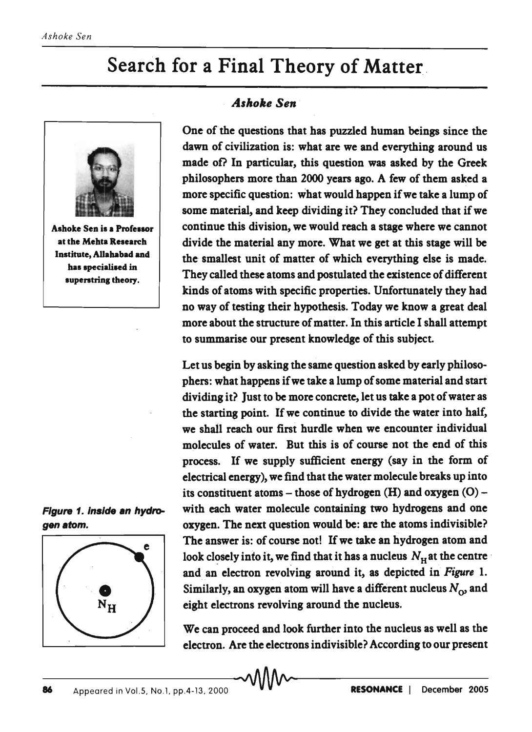# Search for a Final Theory of Matter

*Ashoke Sen*

Ashoke Sen is a Professor at the Mehta Research Institute, Allahabad and has specialised in superstring theory.

One of the questions that has puzzled human beings since the dawn of civilization is: what are we and everything around us made of? In particular, this question was asked by the Greek philosophers more than 2000 years ago. A few of them asked a more specific question: what would happen if we take a lump of some material, and keep dividing it? They concluded that if we continue this division, we would reach a stage where we cannot divide the material any more. What we get at this stage will be the smallest unit of matter of which everything else is made. They called these atoms and postulated the existence of different kinds of atoms with specific properties. Unfortunately they had no way of testing their hypothesis. Today we know a great deal more about the structure of matter. In this article I shall attempt to summarise our present knowledge of this subject.

Let us begin by asking the same question asked by early philosophers: what happens if we take a lump of some material and start dividing it? Just to be more concrete, let us take a pot of water as the starting point. If we continue to divide the water into half, we shall reach our first hurdle when we encounter individual molecules of water. But this is of course not the end of this process. If we supply sufficient energy (say in the form of electrical energy), we find that the water molecule breaks up into its constituent atoms – those of hydrogen (H) and oxygen (O) – with each water molecule containing two hydrogens and one oxygen. The next question would be: are the atoms indivisible? The answer is: of course not! If we take an hydrogen atom and look closely into it, we find that it has a nucleus $N_H$ at the centre and an electron revolving around it, as depicted in *Figure* 1. Similarly, an oxygen atom will have a different nucleus $N_O$, and eight electrons revolving around the nucleus.

***Figure 1. Inside an hydrogen atom.***

We can proceed and look further into the nucleus as well as the electron. Are the electrons indivisible? According to our present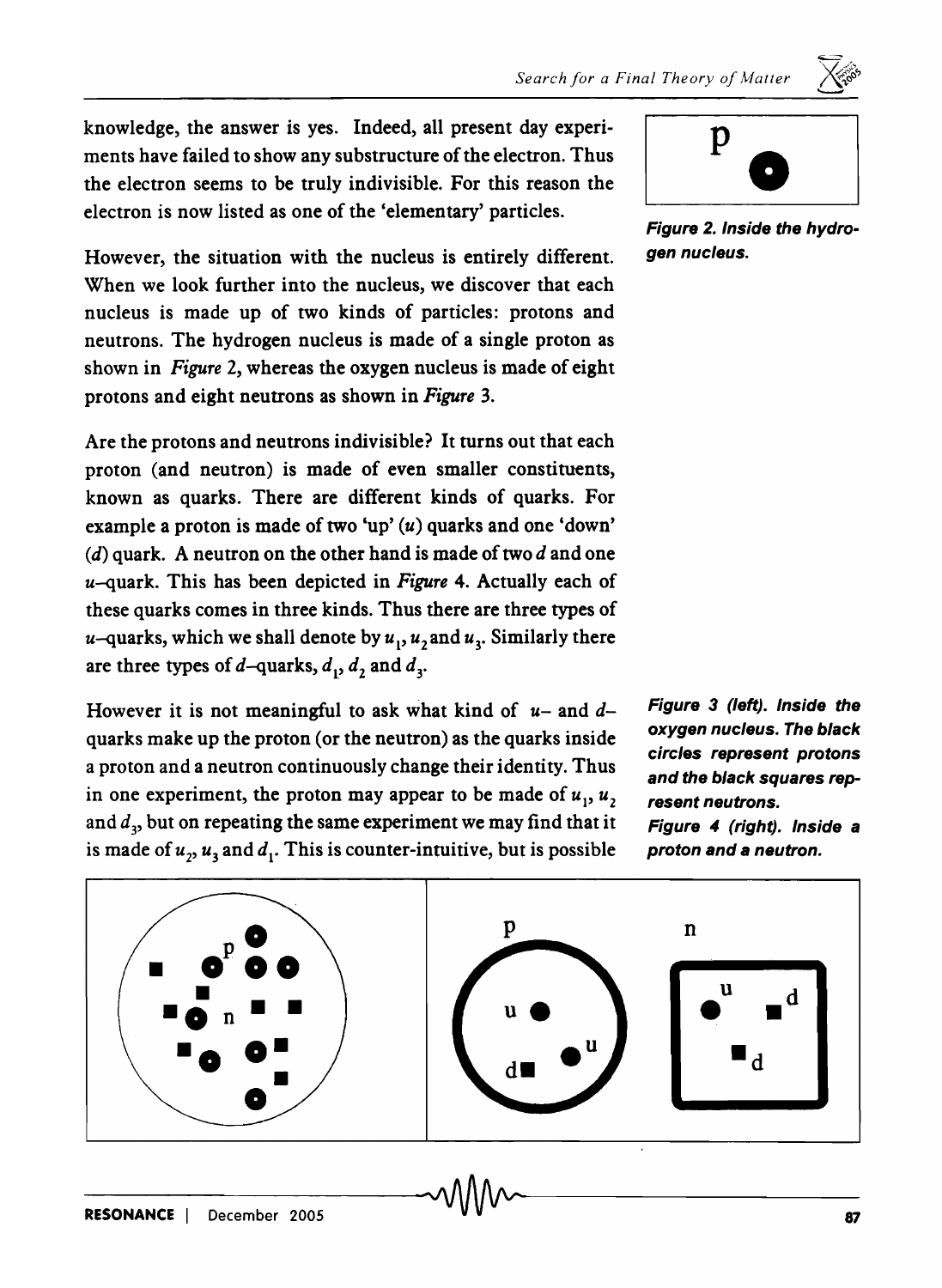knowledge, the answer is yes. Indeed, all present day experiments have failed to show any substructure of the electron. Thus the electron seems to be truly indivisible. For this reason the electron is now listed as one of the 'elementary' particles.

*Figure 2. Inside the hydrogen nucleus.*

However, the situation with the nucleus is entirely different. When we look further into the nucleus, we discover that each nucleus is made up of two kinds of particles: protons and neutrons. The hydrogen nucleus is made of a single proton as shown in *Figure* 2, whereas the oxygen nucleus is made of eight protons and eight neutrons as shown in *Figure* 3.

Are the protons and neutrons indivisible? It turns out that each proton (and neutron) is made of even smaller constituents, known as quarks. There are different kinds of quarks. For example a proton is made of two 'up' ($u$) quarks and one 'down' ($d$) quark. A neutron on the other hand is made of two $d$ and one $u$–quark. This has been depicted in *Figure* 4. Actually each of these quarks comes in three kinds. Thus there are three types of $u$–quarks, which we shall denote by $u_1$, $u_2$ and $u_3$. Similarly there are three types of $d$–quarks, $d_1$, $d_2$ and $d_3$.

However it is not meaningful to ask what kind of $u$– and $d$–quarks make up the proton (or the neutron) as the quarks inside a proton and a neutron continuously change their identity. Thus in one experiment, the proton may appear to be made of $u_1$, $u_2$ and $d_3$, but on repeating the same experiment we may find that it is made of $u_2$, $u_3$ and $d_1$. This is counter-intuitive, but is possible

*Figure 3 (left). Inside the oxygen nucleus. The black circles represent protons and the black squares represent neutrons.*

*Figure 4 (right). Inside a proton and a neutron.*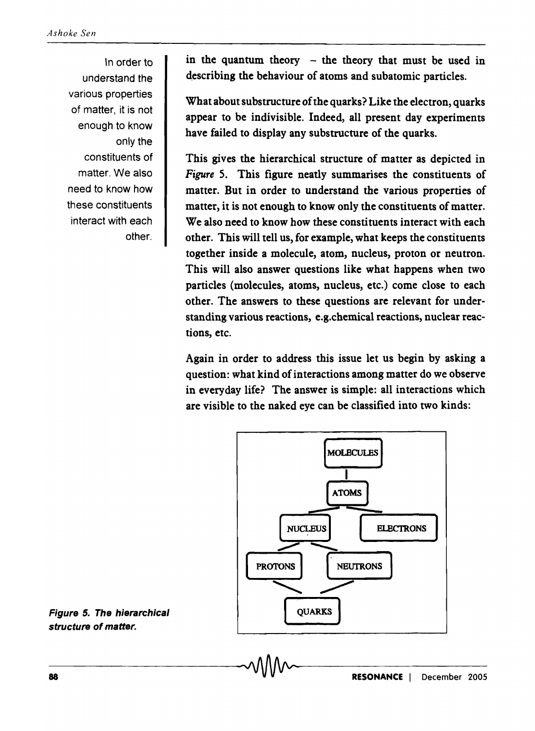> In order to understand the various properties of matter, it is not enough to know only the constituents of matter. We also need to know how these constituents interact with each other.

in the quantum theory – the theory that must be used in describing the behaviour of atoms and subatomic particles.

What about substructure of the quarks? Like the electron, quarks appear to be indivisible. Indeed, all present day experiments have failed to display any substructure of the quarks.

This gives the hierarchical structure of matter as depicted in *Figure* 5. This figure neatly summarises the constituents of matter. But in order to understand the various properties of matter, it is not enough to know only the constituents of matter. We also need to know how these constituents interact with each other. This will tell us, for example, what keeps the constituents together inside a molecule, atom, nucleus, proton or neutron. This will also answer questions like what happens when two particles (molecules, atoms, nucleus, etc.) come close to each other. The answers to these questions are relevant for understanding various reactions, e.g. chemical reactions, nuclear reactions, etc.

Again in order to address this issue let us begin by asking a question: what kind of interactions among matter do we observe in everyday life? The answer is simple: all interactions which are visible to the naked eye can be classified into two kinds:

***Figure 5. The hierarchical structure of matter.***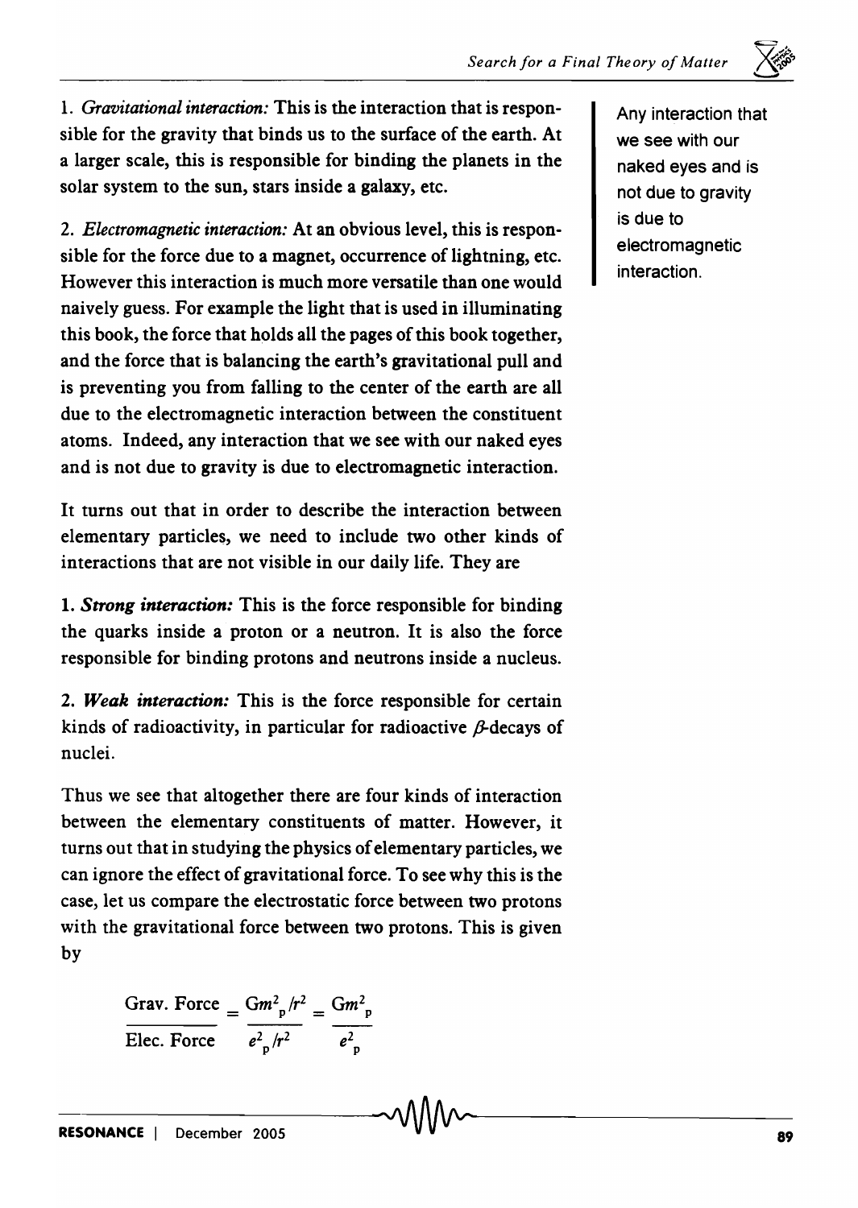1. *Gravitational interaction:* This is the interaction that is responsible for the gravity that binds us to the surface of the earth. At a larger scale, this is responsible for binding the planets in the solar system to the sun, stars inside a galaxy, etc.

2. *Electromagnetic interaction:* At an obvious level, this is responsible for the force due to a magnet, occurrence of lightning, etc. However this interaction is much more versatile than one would naively guess. For example the light that is used in illuminating this book, the force that holds all the pages of this book together, and the force that is balancing the earth's gravitational pull and is preventing you from falling to the center of the earth are all due to the electromagnetic interaction between the constituent atoms. Indeed, any interaction that we see with our naked eyes and is not due to gravity is due to electromagnetic interaction.

Any interaction that we see with our naked eyes and is not due to gravity is due to electromagnetic interaction.

It turns out that in order to describe the interaction between elementary particles, we need to include two other kinds of interactions that are not visible in our daily life. They are

1. ***Strong interaction:*** This is the force responsible for binding the quarks inside a proton or a neutron. It is also the force responsible for binding protons and neutrons inside a nucleus.

2. ***Weak interaction:*** This is the force responsible for certain kinds of radioactivity, in particular for radioactive $\beta$-decays of nuclei.

Thus we see that altogether there are four kinds of interaction between the elementary constituents of matter. However, it turns out that in studying the physics of elementary particles, we can ignore the effect of gravitational force. To see why this is the case, let us compare the electrostatic force between two protons with the gravitational force between two protons. This is given by

$$\frac{\text{Grav. Force}}{\text{Elec. Force}} = \frac{Gm_p^2/r^2}{e_p^2/r^2} = \frac{Gm_p^2}{e_p^2}$$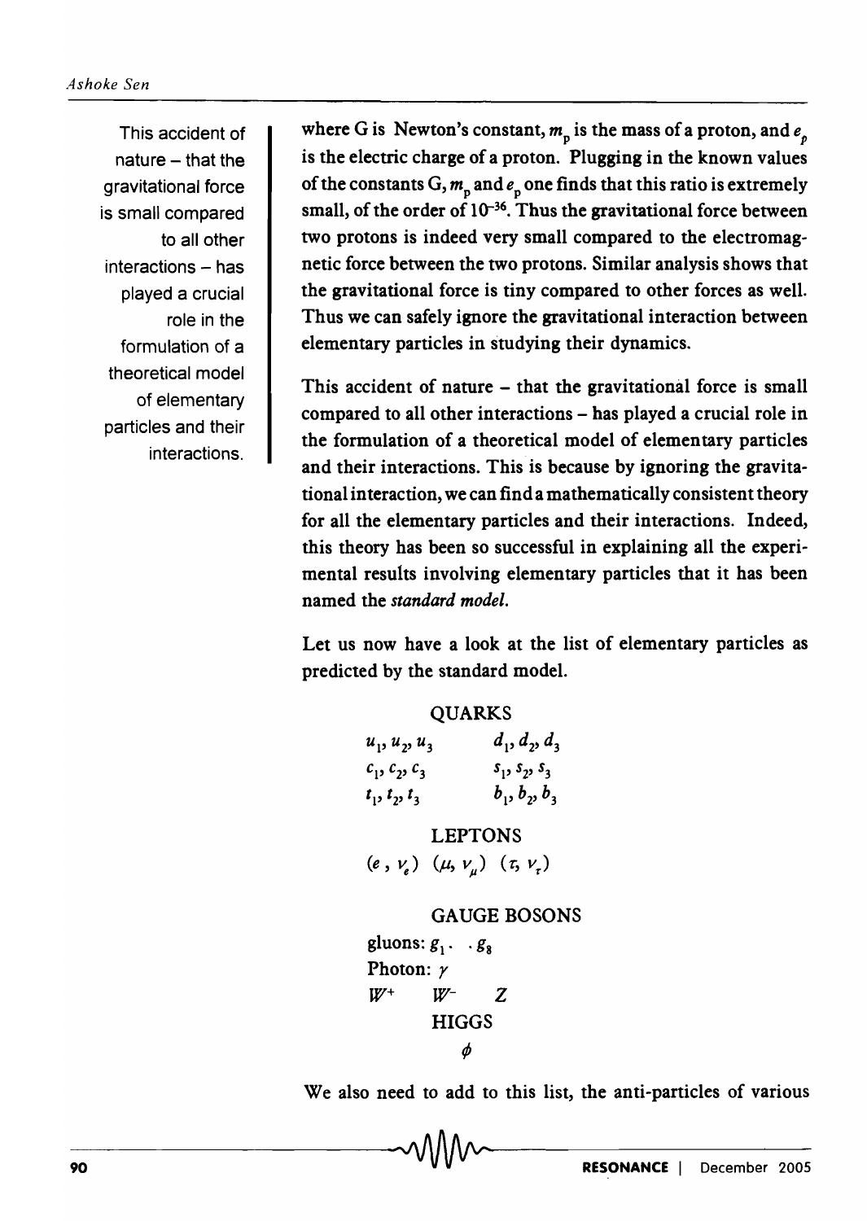This accident of nature – that the gravitational force is small compared to all other interactions – has played a crucial role in the formulation of a theoretical model of elementary particles and their interactions.

where G is Newton's constant, $m_p$ is the mass of a proton, and $e_p$ is the electric charge of a proton. Plugging in the known values of the constants G, $m_p$ and $e_p$ one finds that this ratio is extremely small, of the order of $10^{-36}$. Thus the gravitational force between two protons is indeed very small compared to the electromagnetic force between the two protons. Similar analysis shows that the gravitational force is tiny compared to other forces as well. Thus we can safely ignore the gravitational interaction between elementary particles in studying their dynamics.

This accident of nature – that the gravitational force is small compared to all other interactions – has played a crucial role in the formulation of a theoretical model of elementary particles and their interactions. This is because by ignoring the gravitational interaction, we can find a mathematically consistent theory for all the elementary particles and their interactions. Indeed, this theory has been so successful in explaining all the experimental results involving elementary particles that it has been named the *standard model*.

Let us now have a look at the list of elementary particles as predicted by the standard model.

QUARKS

$u_1, u_2, u_3$ $\quad$ $d_1, d_2, d_3$

$c_1, c_2, c_3$ $\quad$ $s_1, s_2, s_3$

$t_1, t_2, t_3$ $\quad$ $b_1, b_2, b_3$

LEPTONS

$(e, \nu_e)$ $(\mu, \nu_\mu)$ $(\tau, \nu_\tau)$

GAUGE BOSONS

gluons: $g_1 . \; . g_8$

Photon: $\gamma$

$W^+$ $\quad W^-$ $\quad Z$

HIGGS

$\phi$

We also need to add to this list, the anti-particles of various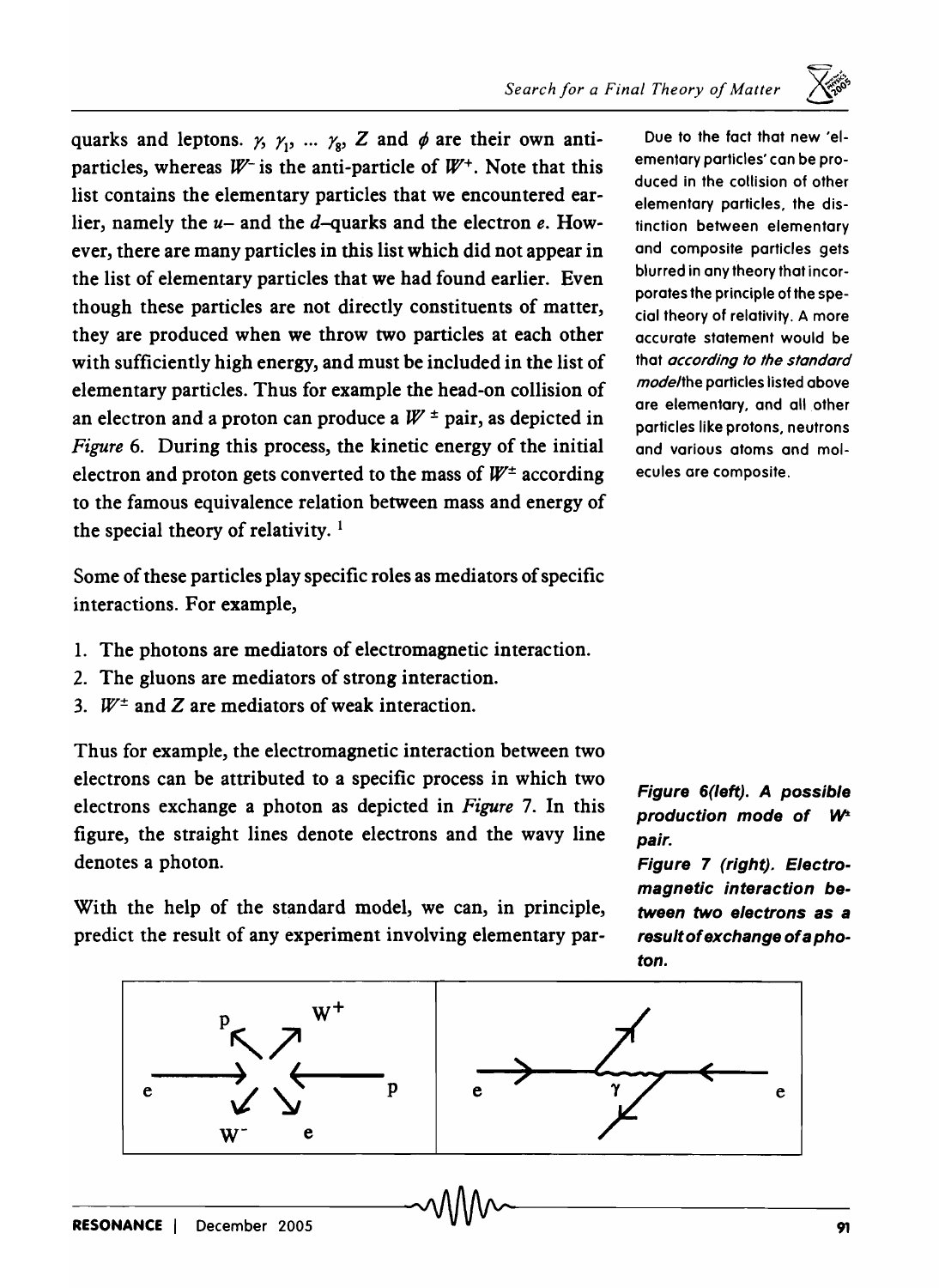quarks and leptons. $\gamma$, $\gamma_1$, ... $\gamma_8$, $Z$ and $\phi$ are their own anti-particles, whereas $W^-$ is the anti-particle of $W^+$. Note that this list contains the elementary particles that we encountered earlier, namely the $u$– and the $d$–quarks and the electron $e$. However, there are many particles in this list which did not appear in the list of elementary particles that we had found earlier. Even though these particles are not directly constituents of matter, they are produced when we throw two particles at each other with sufficiently high energy, and must be included in the list of elementary particles. Thus for example the head-on collision of an electron and a proton can produce a $W^\pm$ pair, as depicted in *Figure* 6. During this process, the kinetic energy of the initial electron and proton gets converted to the mass of $W^\pm$ according to the famous equivalence relation between mass and energy of the special theory of relativity. [1]

Due to the fact that new 'elementary particles' can be produced in the collision of other elementary particles, the distinction between elementary and composite particles gets blurred in any theory that incorporates the principle of the special theory of relativity. A more accurate statement would be that *according to the standard model* the particles listed above are elementary, and all other particles like protons, neutrons and various atoms and molecules are composite.

Some of these particles play specific roles as mediators of specific interactions. For example,

1. The photons are mediators of electromagnetic interaction.
2. The gluons are mediators of strong interaction.
3. $W^\pm$ and $Z$ are mediators of weak interaction.

Thus for example, the electromagnetic interaction between two electrons can be attributed to a specific process in which two electrons exchange a photon as depicted in *Figure* 7. In this figure, the straight lines denote electrons and the wavy line denotes a photon.

With the help of the standard model, we can, in principle, predict the result of any experiment involving elementary par-

**Figure 6(left). A possible production mode of $W^\pm$ pair.**

**Figure 7 (right). Electromagnetic interaction between two electrons as a result of exchange of a photon.**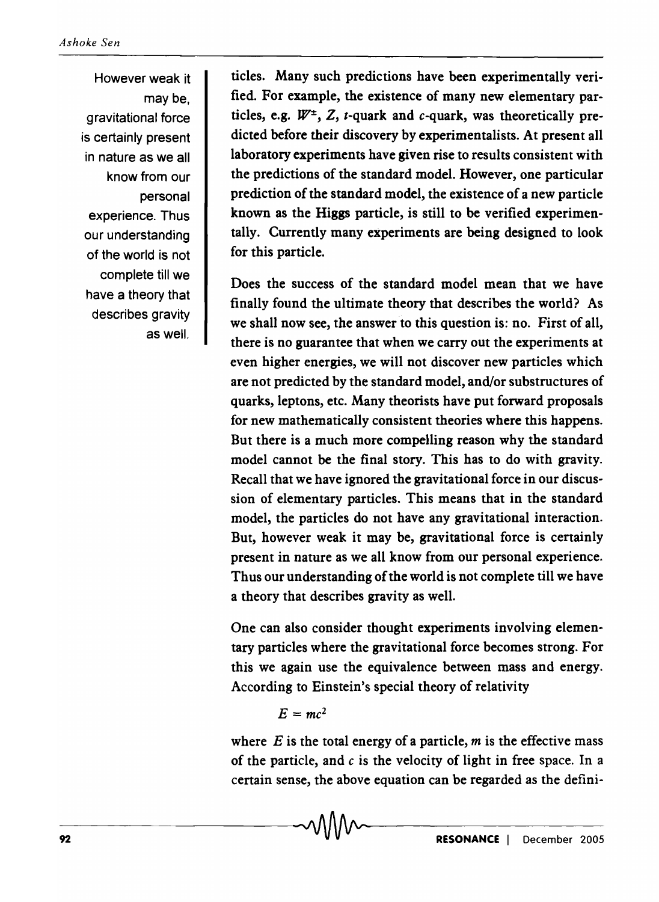However weak it may be, gravitational force is certainly present in nature as we all know from our personal experience. Thus our understanding of the world is not complete till we have a theory that describes gravity as well.

ticles. Many such predictions have been experimentally verified. For example, the existence of many new elementary particles, e.g. $W^{\pm}$, $Z$, $t$-quark and $c$-quark, was theoretically predicted before their discovery by experimentalists. At present all laboratory experiments have given rise to results consistent with the predictions of the standard model. However, one particular prediction of the standard model, the existence of a new particle known as the Higgs particle, is still to be verified experimentally. Currently many experiments are being designed to look for this particle.

Does the success of the standard model mean that we have finally found the ultimate theory that describes the world? As we shall now see, the answer to this question is: no. First of all, there is no guarantee that when we carry out the experiments at even higher energies, we will not discover new particles which are not predicted by the standard model, and/or substructures of quarks, leptons, etc. Many theorists have put forward proposals for new mathematically consistent theories where this happens. But there is a much more compelling reason why the standard model cannot be the final story. This has to do with gravity. Recall that we have ignored the gravitational force in our discussion of elementary particles. This means that in the standard model, the particles do not have any gravitational interaction. But, however weak it may be, gravitational force is certainly present in nature as we all know from our personal experience. Thus our understanding of the world is not complete till we have a theory that describes gravity as well.

One can also consider thought experiments involving elementary particles where the gravitational force becomes strong. For this we again use the equivalence between mass and energy. According to Einstein's special theory of relativity

$$E = mc^2$$

where $E$ is the total energy of a particle, $m$ is the effective mass of the particle, and $c$ is the velocity of light in free space. In a certain sense, the above equation can be regarded as the defini-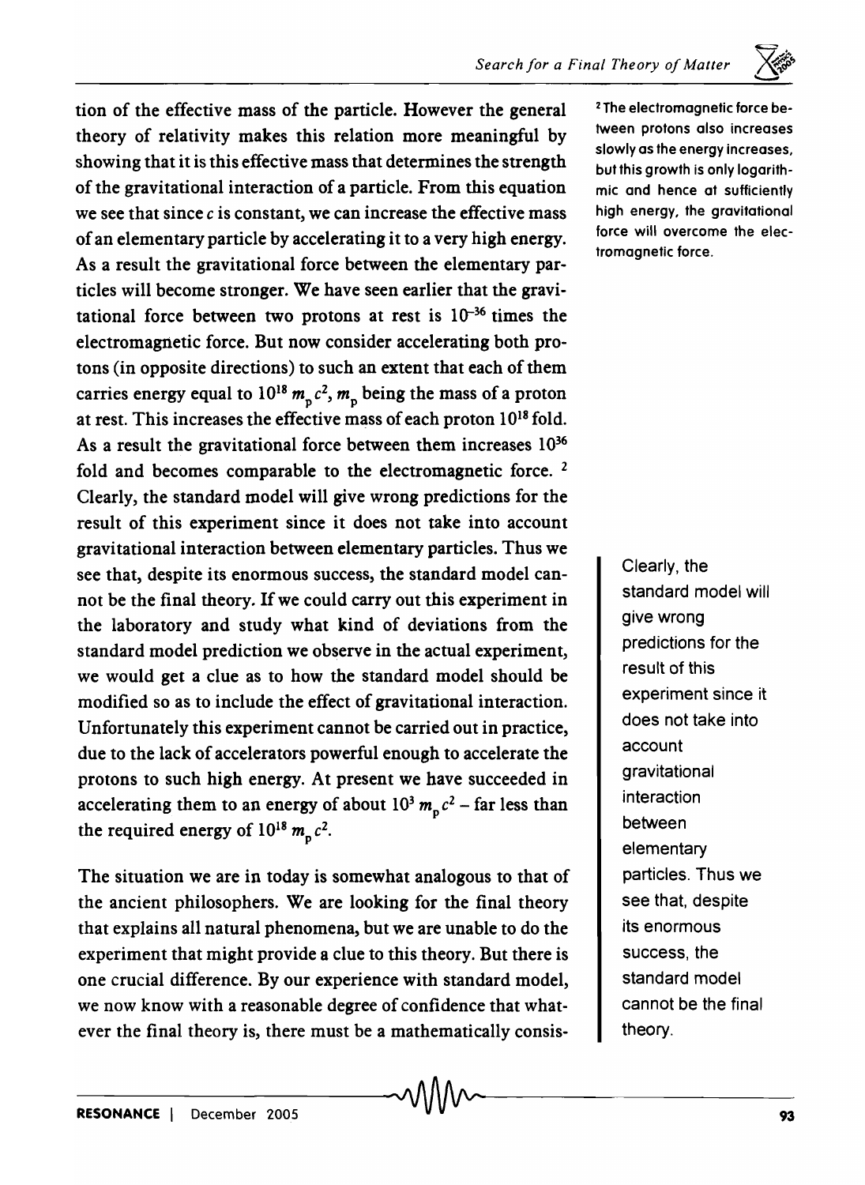tion of the effective mass of the particle. However the general theory of relativity makes this relation more meaningful by showing that it is this effective mass that determines the strength of the gravitational interaction of a particle. From this equation we see that since $c$ is constant, we can increase the effective mass of an elementary particle by accelerating it to a very high energy. As a result the gravitational force between the elementary particles will become stronger. We have seen earlier that the gravitational force between two protons at rest is $10^{-36}$ times the electromagnetic force. But now consider accelerating both protons (in opposite directions) to such an extent that each of them carries energy equal to $10^{18}\, m_p c^2$, $m_p$ being the mass of a proton at rest. This increases the effective mass of each proton $10^{18}$ fold. As a result the gravitational force between them increases $10^{36}$ fold and becomes comparable to the electromagnetic force. [2] Clearly, the standard model will give wrong predictions for the result of this experiment since it does not take into account gravitational interaction between elementary particles. Thus we see that, despite its enormous success, the standard model cannot be the final theory. If we could carry out this experiment in the laboratory and study what kind of deviations from the standard model prediction we observe in the actual experiment, we would get a clue as to how the standard model should be modified so as to include the effect of gravitational interaction. Unfortunately this experiment cannot be carried out in practice, due to the lack of accelerators powerful enough to accelerate the protons to such high energy. At present we have succeeded in accelerating them to an energy of about $10^3\, m_p c^2$ – far less than the required energy of $10^{18}\, m_p c^2$.

[2] The electromagnetic force between protons also increases slowly as the energy increases, but this growth is only logarithmic and hence at sufficiently high energy, the gravitational force will overcome the electromagnetic force.

> Clearly, the standard model will give wrong predictions for the result of this experiment since it does not take into account gravitational interaction between elementary particles. Thus we see that, despite its enormous success, the standard model cannot be the final theory.

The situation we are in today is somewhat analogous to that of the ancient philosophers. We are looking for the final theory that explains all natural phenomena, but we are unable to do the experiment that might provide a clue to this theory. But there is one crucial difference. By our experience with standard model, we now know with a reasonable degree of confidence that whatever the final theory is, there must be a mathematically consis-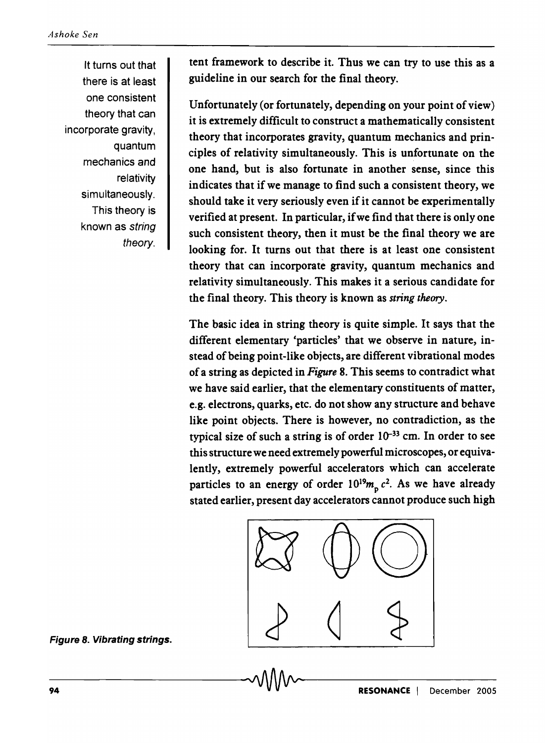It turns out that there is at least one consistent theory that can incorporate gravity, quantum mechanics and relativity simultaneously. This theory is known as *string theory*.

tent framework to describe it. Thus we can try to use this as a guideline in our search for the final theory.

Unfortunately (or fortunately, depending on your point of view) it is extremely difficult to construct a mathematically consistent theory that incorporates gravity, quantum mechanics and principles of relativity simultaneously. This is unfortunate on the one hand, but is also fortunate in another sense, since this indicates that if we manage to find such a consistent theory, we should take it very seriously even if it cannot be experimentally verified at present. In particular, if we find that there is only one such consistent theory, then it must be the final theory we are looking for. It turns out that there is at least one consistent theory that can incorporate gravity, quantum mechanics and relativity simultaneously. This makes it a serious candidate for the final theory. This theory is known as *string theory*.

The basic idea in string theory is quite simple. It says that the different elementary 'particles' that we observe in nature, instead of being point-like objects, are different vibrational modes of a string as depicted in *Figure* 8. This seems to contradict what we have said earlier, that the elementary constituents of matter, e.g. electrons, quarks, etc. do not show any structure and behave like point objects. There is however, no contradiction, as the typical size of such a string is of order $10^{-33}$ cm. In order to see this structure we need extremely powerful microscopes, or equivalently, extremely powerful accelerators which can accelerate particles to an energy of order $10^{19} m_p c^2$. As we have already stated earlier, present day accelerators cannot produce such high

**Figure 8. Vibrating strings.**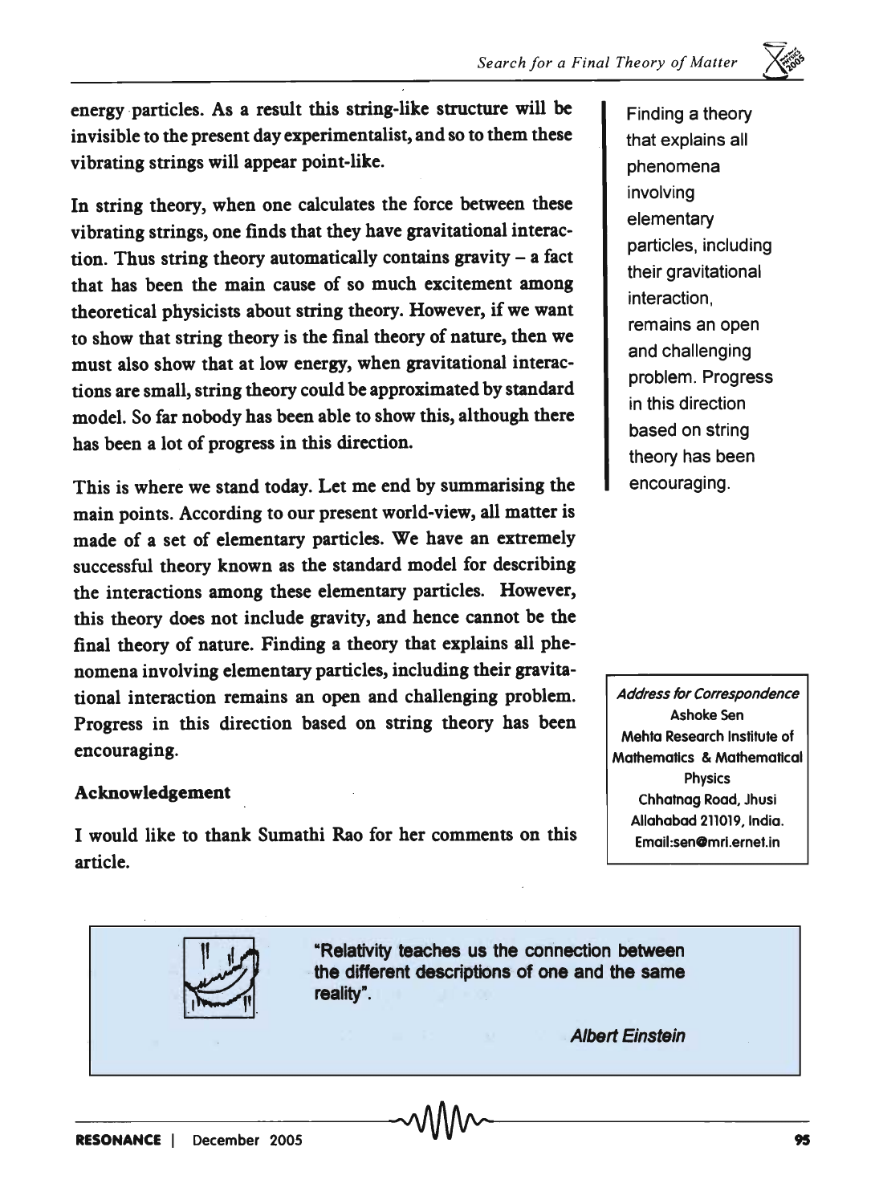energy particles. As a result this string-like structure will be invisible to the present day experimentalist, and so to them these vibrating strings will appear point-like.

In string theory, when one calculates the force between these vibrating strings, one finds that they have gravitational interaction. Thus string theory automatically contains gravity – a fact that has been the main cause of so much excitement among theoretical physicists about string theory. However, if we want to show that string theory is the final theory of nature, then we must also show that at low energy, when gravitational interactions are small, string theory could be approximated by standard model. So far nobody has been able to show this, although there has been a lot of progress in this direction.

Finding a theory that explains all phenomena involving elementary particles, including their gravitational interaction, remains an open and challenging problem. Progress in this direction based on string theory has been encouraging.

This is where we stand today. Let me end by summarising the main points. According to our present world-view, all matter is made of a set of elementary particles. We have an extremely successful theory known as the standard model for describing the interactions among these elementary particles. However, this theory does not include gravity, and hence cannot be the final theory of nature. Finding a theory that explains all phenomena involving elementary particles, including their gravitational interaction remains an open and challenging problem. Progress in this direction based on string theory has been encouraging.

## Acknowledgement

I would like to thank Sumathi Rao for her comments on this article.

*Address for Correspondence*
Ashoke Sen
Mehta Research Institute of Mathematics & Mathematical Physics
Chhatnag Road, Jhusi
Allahabad 211019, India.
Email:sen@mri.ernet.in

**"Relativity teaches us the connection between the different descriptions of one and the same reality".**

***Albert Einstein***